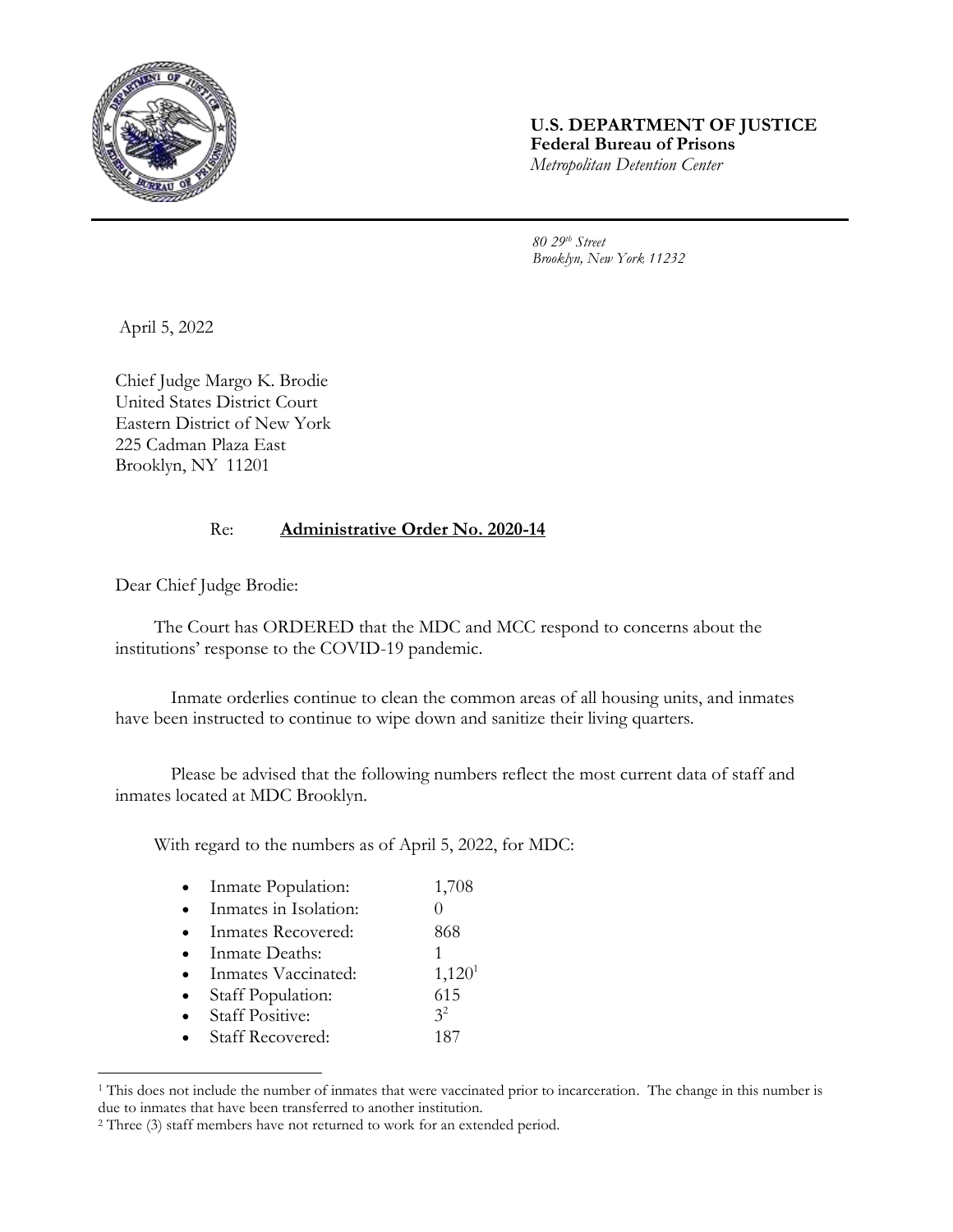**U.S. DEPARTMENT OF JUSTICE**
**Federal Bureau of Prisons**
*Metropolitan Detention Center*

*80 29th Street*
*Brooklyn, New York 11232*

April 5, 2022

Chief Judge Margo K. Brodie
United States District Court
Eastern District of New York
225 Cadman Plaza East
Brooklyn, NY 11201

Re: **Administrative Order No. 2020-14**

Dear Chief Judge Brodie:

The Court has ORDERED that the MDC and MCC respond to concerns about the institutions' response to the COVID-19 pandemic.

Inmate orderlies continue to clean the common areas of all housing units, and inmates have been instructed to continue to wipe down and sanitize their living quarters.

Please be advised that the following numbers reflect the most current data of staff and inmates located at MDC Brooklyn.

With regard to the numbers as of April 5, 2022, for MDC:

- Inmate Population: 1,708
- Inmates in Isolation: 0
- Inmates Recovered: 868
- Inmate Deaths: 1
- Inmates Vaccinated: 1,120[1]
- Staff Population: 615
- Staff Positive: 3[2]
- Staff Recovered: 187

---

[1] This does not include the number of inmates that were vaccinated prior to incarceration. The change in this number is due to inmates that have been transferred to another institution.

[2] Three (3) staff members have not returned to work for an extended period.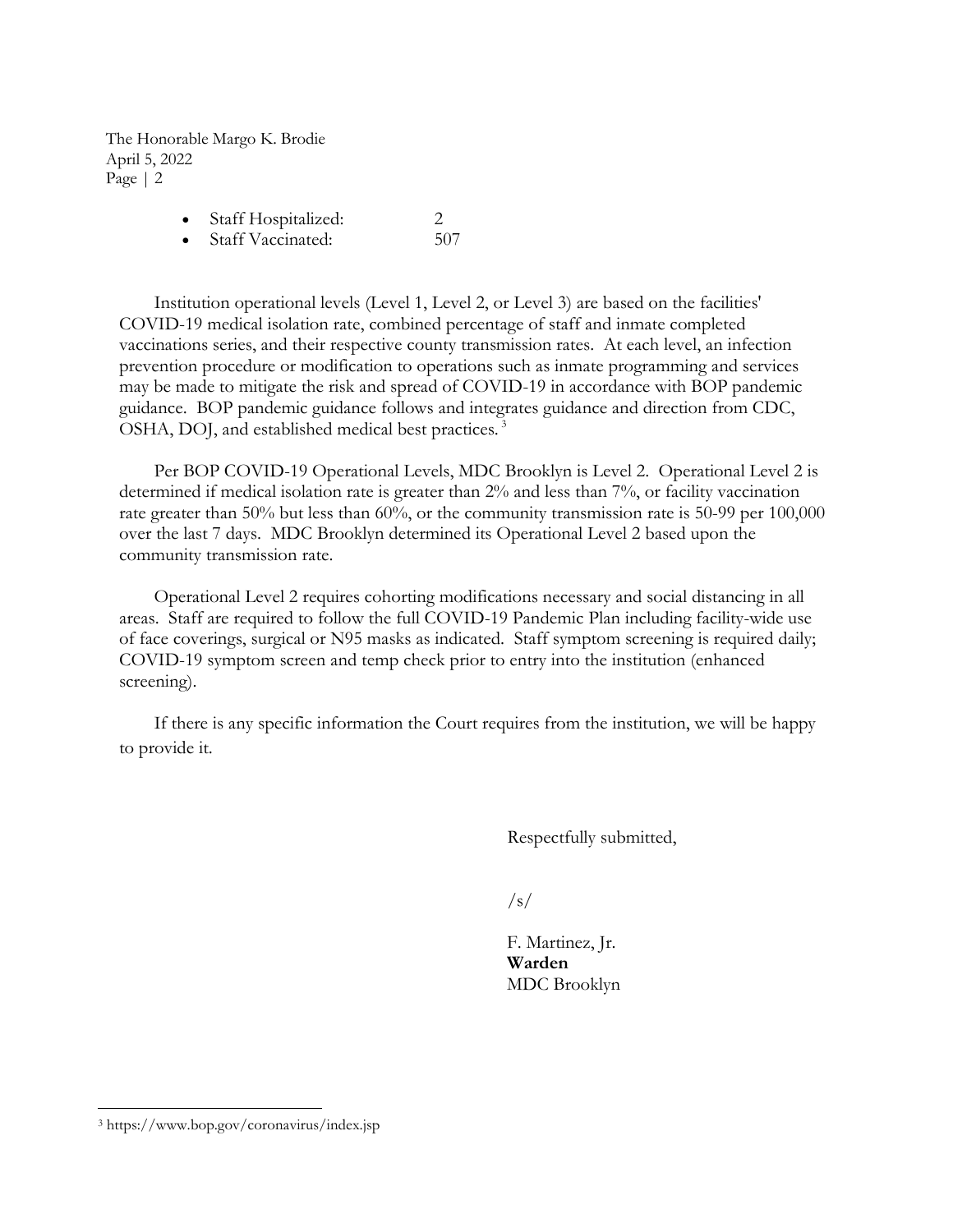- Staff Hospitalized: 2
- Staff Vaccinated: 507

Institution operational levels (Level 1, Level 2, or Level 3) are based on the facilities' COVID-19 medical isolation rate, combined percentage of staff and inmate completed vaccinations series, and their respective county transmission rates. At each level, an infection prevention procedure or modification to operations such as inmate programming and services may be made to mitigate the risk and spread of COVID-19 in accordance with BOP pandemic guidance. BOP pandemic guidance follows and integrates guidance and direction from CDC, OSHA, DOJ, and established medical best practices. [3]

Per BOP COVID-19 Operational Levels, MDC Brooklyn is Level 2. Operational Level 2 is determined if medical isolation rate is greater than 2% and less than 7%, or facility vaccination rate greater than 50% but less than 60%, or the community transmission rate is 50-99 per 100,000 over the last 7 days. MDC Brooklyn determined its Operational Level 2 based upon the community transmission rate.

Operational Level 2 requires cohorting modifications necessary and social distancing in all areas. Staff are required to follow the full COVID-19 Pandemic Plan including facility-wide use of face coverings, surgical or N95 masks as indicated. Staff symptom screening is required daily; COVID-19 symptom screen and temp check prior to entry into the institution (enhanced screening).

If there is any specific information the Court requires from the institution, we will be happy to provide it.

Respectfully submitted,

/s/

F. Martinez, Jr.
**Warden**
MDC Brooklyn

[3] https://www.bop.gov/coronavirus/index.jsp